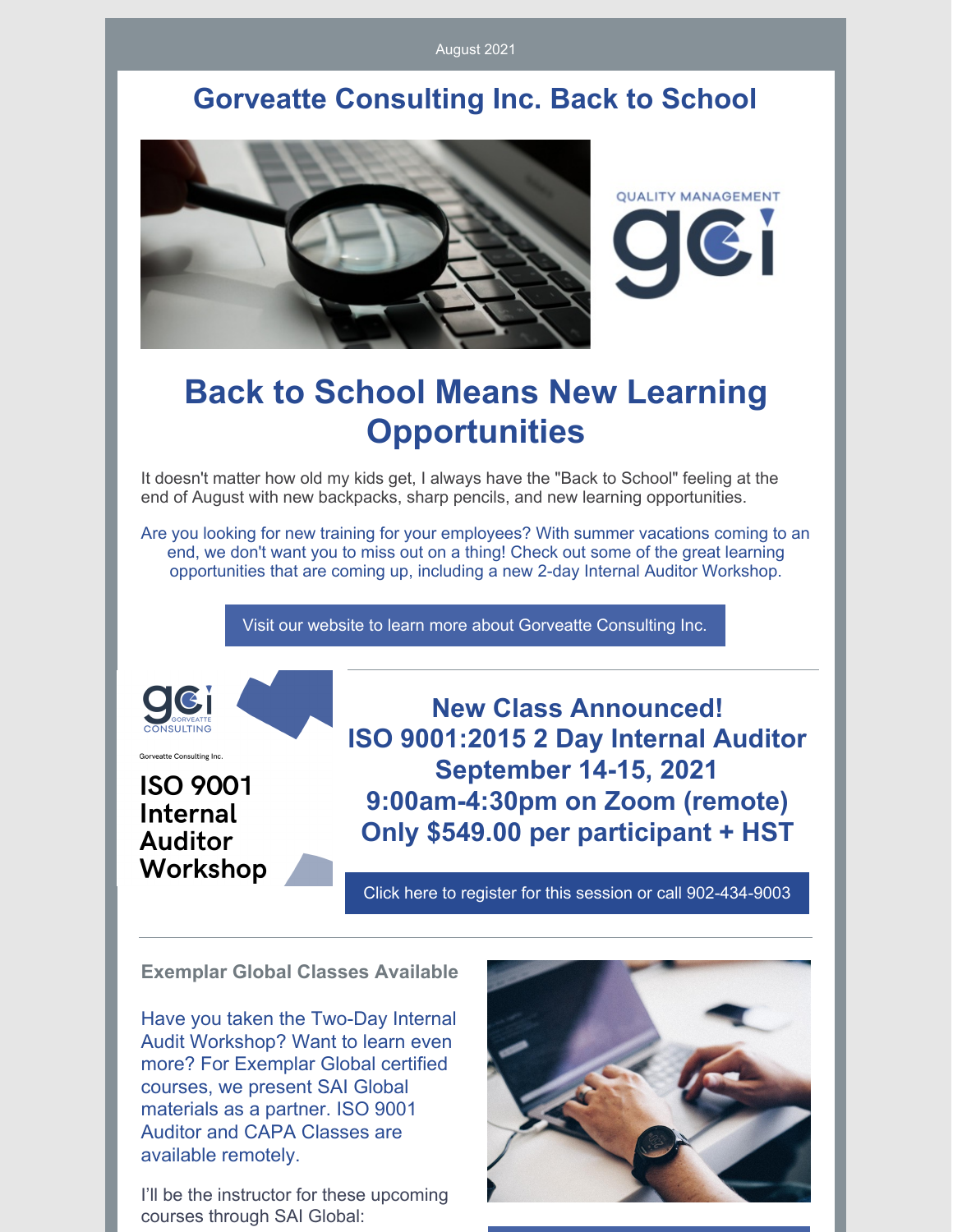August 2021

# Gorveatte Consulting Inc. Back to School

QUALITY MANAGEMENT

gci

## Back to School Means New Learning Opportunities

It doesn't matter how old my kids get, I always have the "Back to School" feeling at the end of August with new backpacks, sharp pencils, and new learning opportunities.

Are you looking for new training for your employees? With summer vacations coming to an end, we don't want you to miss out on a thing! Check out some of the great learning opportunities that are coming up, including a new 2-day Internal Auditor Workshop.

Visit our website to learn more about Gorveatte Consulting Inc.

---

gci GORVEATTE CONSULTING

Gorveatte Consulting Inc.

ISO 9001 Internal Auditor Workshop

### New Class Announced!
### ISO 9001:2015 2 Day Internal Auditor
### September 14-15, 2021
### 9:00am-4:30pm on Zoom (remote)
### Only $549.00 per participant + HST

Click here to register for this session or call 902-434-9003

---

**Exemplar Global Classes Available**

Have you taken the Two-Day Internal Audit Workshop? Want to learn even more? For Exemplar Global certified courses, we present SAI Global materials as a partner. ISO 9001 Auditor and CAPA Classes are available remotely.

I'll be the instructor for these upcoming courses through SAI Global: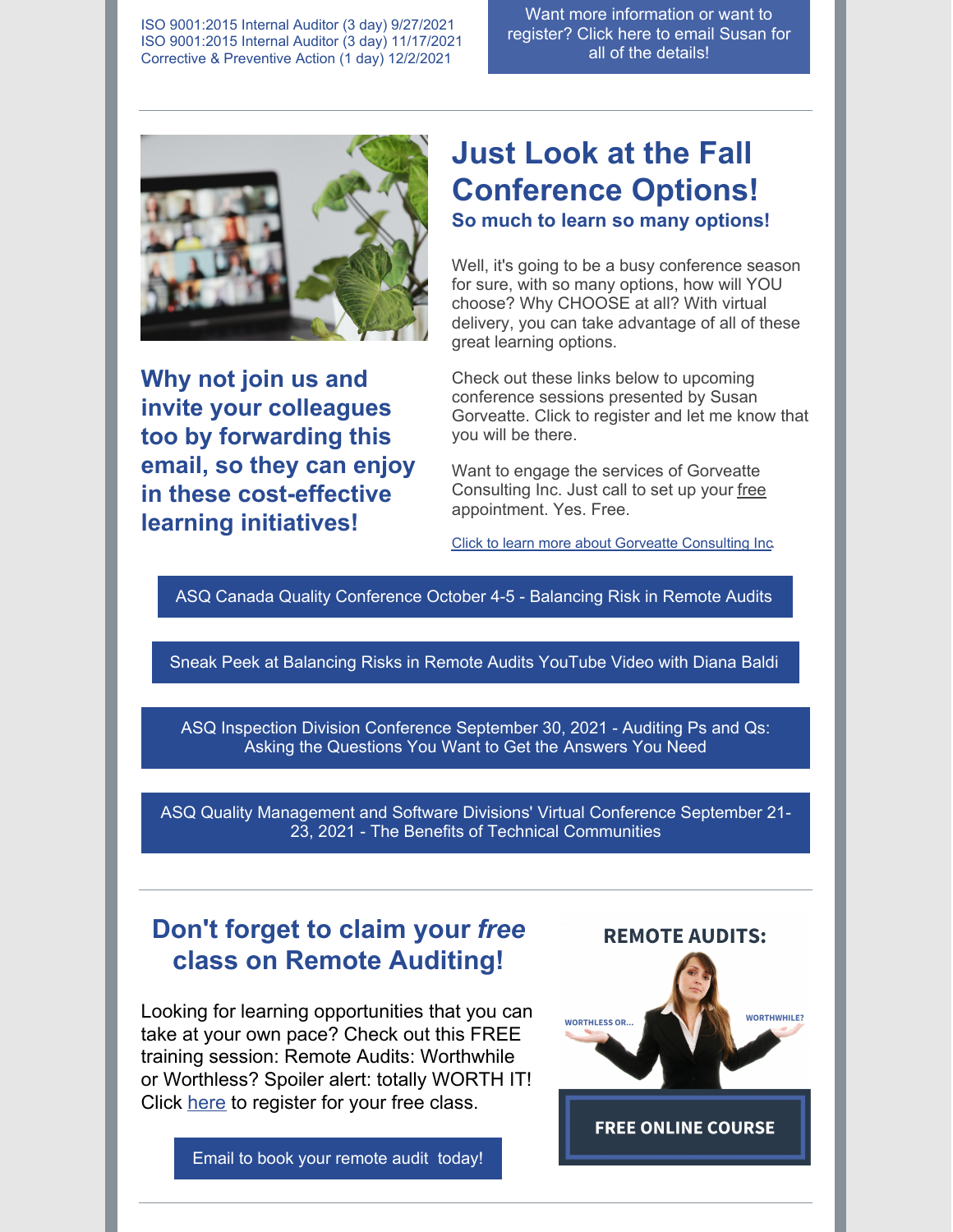ISO 9001:2015 Internal Auditor (3 day) 9/27/2021
ISO 9001:2015 Internal Auditor (3 day) 11/17/2021
Corrective & Preventive Action (1 day) 12/2/2021

Want more information or want to register? Click here to email Susan for all of the details!

## Just Look at the Fall Conference Options!

### So much to learn so many options!

Well, it's going to be a busy conference season for sure, with so many options, how will YOU choose? Why CHOOSE at all? With virtual delivery, you can take advantage of all of these great learning options.

Check out these links below to upcoming conference sessions presented by Susan Gorveatte. Click to register and let me know that you will be there.

Want to engage the services of Gorveatte Consulting Inc. Just call to set up your free appointment. Yes. Free.

Click to learn more about Gorveatte Consulting Inc.

**Why not join us and invite your colleagues too by forwarding this email, so they can enjoy in these cost-effective learning initiatives!**

ASQ Canada Quality Conference October 4-5 - Balancing Risk in Remote Audits

Sneak Peek at Balancing Risks in Remote Audits YouTube Video with Diana Baldi

ASQ Inspection Division Conference September 30, 2021 - Auditing Ps and Qs: Asking the Questions You Want to Get the Answers You Need

ASQ Quality Management and Software Divisions' Virtual Conference September 21-23, 2021 - The Benefits of Technical Communities

## Don't forget to claim your *free* class on Remote Auditing!

Looking for learning opportunities that you can take at your own pace? Check out this FREE training session: Remote Audits: Worthwhile or Worthless? Spoiler alert: totally WORTH IT! Click here to register for your free class.

Email to book your remote audit today!

REMOTE AUDITS:

WORTHLESS OR... WORTHWHILE?

FREE ONLINE COURSE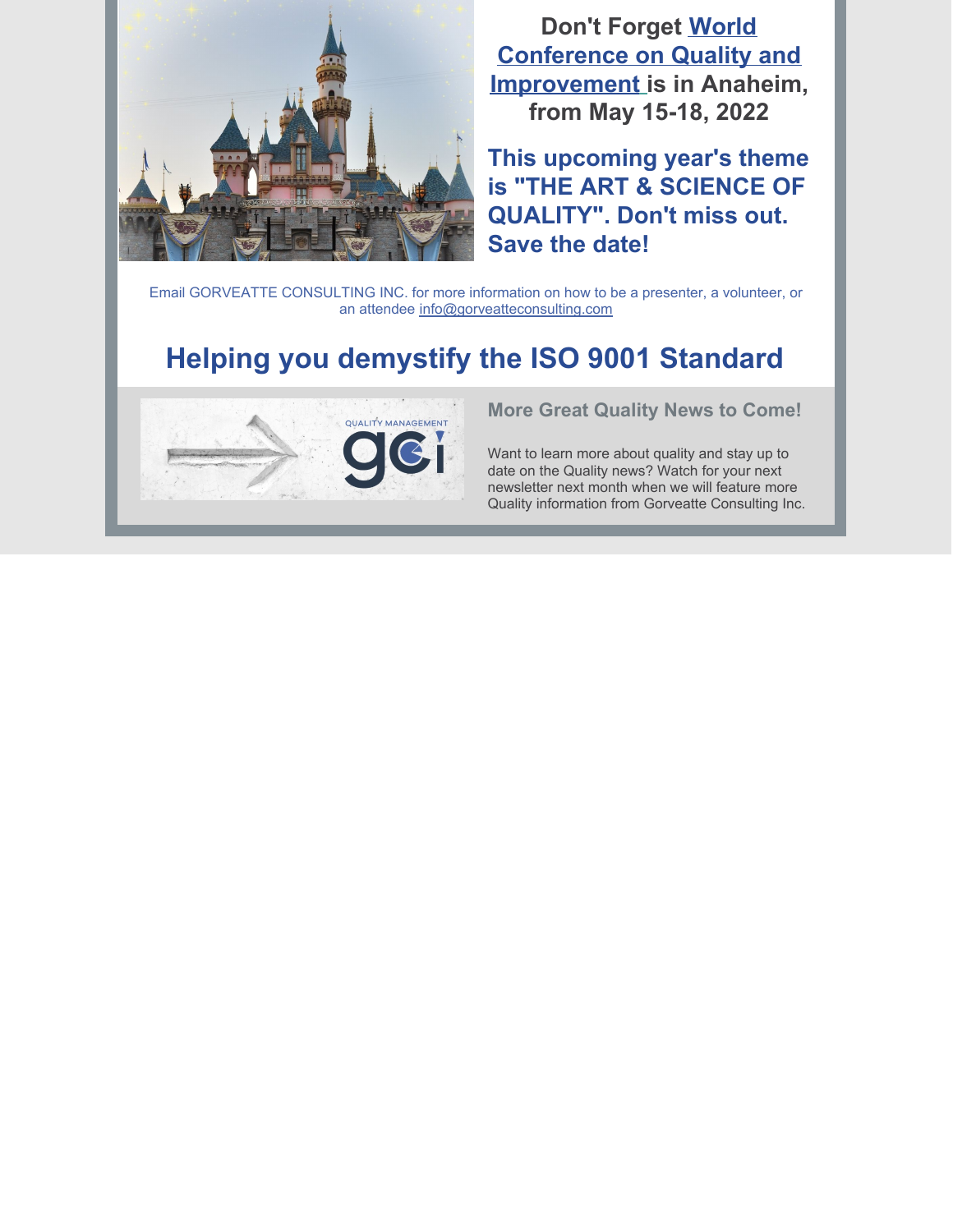**Don't Forget World Conference on Quality and Improvement is in Anaheim, from May 15-18, 2022**

**This upcoming year's theme is "THE ART & SCIENCE OF QUALITY". Don't miss out. Save the date!**

Email GORVEATTE CONSULTING INC. for more information on how to be a presenter, a volunteer, or an attendee info@gorveatteconsulting.com

## Helping you demystify the ISO 9001 Standard

### More Great Quality News to Come!

Want to learn more about quality and stay up to date on the Quality news? Watch for your next newsletter next month when we will feature more Quality information from Gorveatte Consulting Inc.